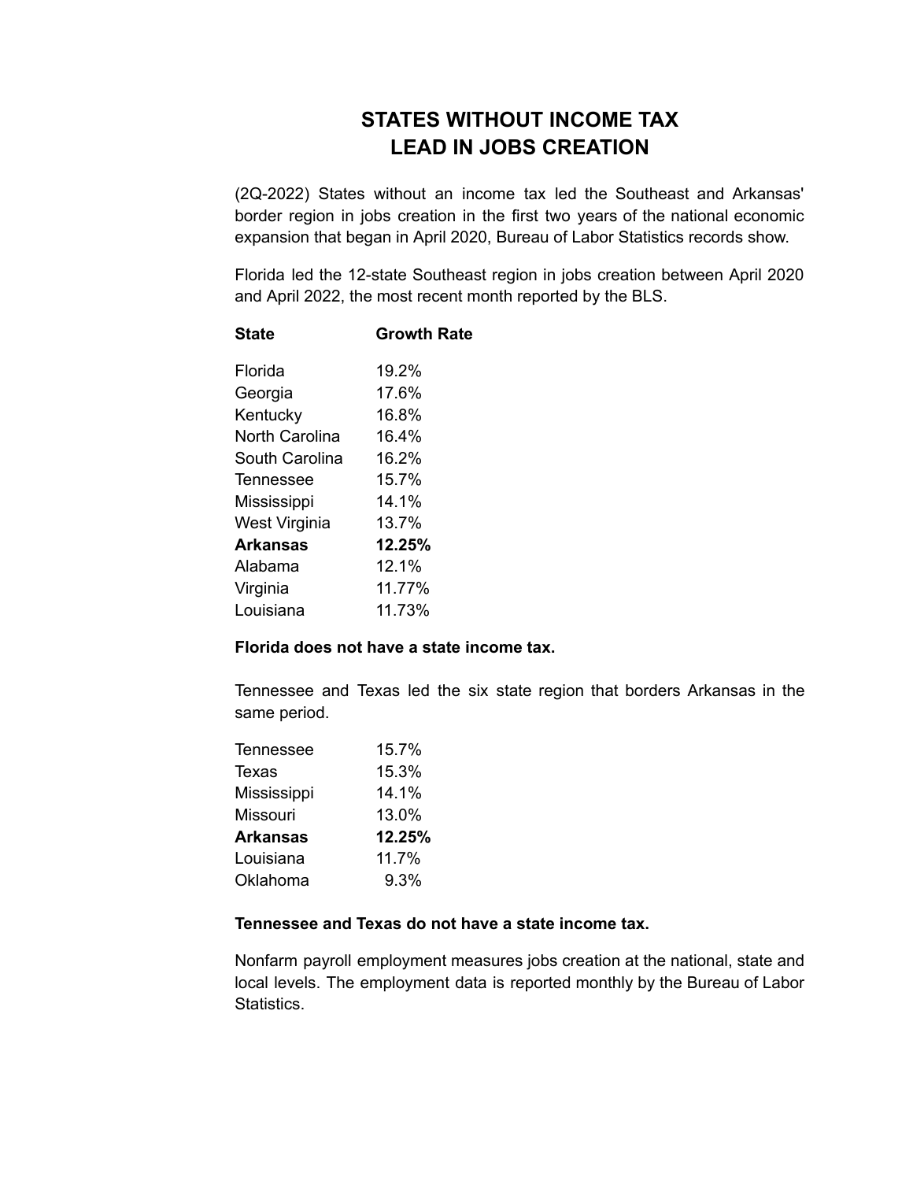# STATES WITHOUT INCOME TAX
# LEAD IN JOBS CREATION

(2Q-2022) States without an income tax led the Southeast and Arkansas' border region in jobs creation in the first two years of the national economic expansion that began in April 2020, Bureau of Labor Statistics records show.

Florida led the 12-state Southeast region in jobs creation between April 2020 and April 2022, the most recent month reported by the BLS.

| State | Growth Rate |
|---|---|
| Florida | 19.2% |
| Georgia | 17.6% |
| Kentucky | 16.8% |
| North Carolina | 16.4% |
| South Carolina | 16.2% |
| Tennessee | 15.7% |
| Mississippi | 14.1% |
| West Virginia | 13.7% |
| **Arkansas** | **12.25%** |
| Alabama | 12.1% |
| Virginia | 11.77% |
| Louisiana | 11.73% |

**Florida does not have a state income tax.**

Tennessee and Texas led the six state region that borders Arkansas in the same period.

| | |
|---|---|
| Tennessee | 15.7% |
| Texas | 15.3% |
| Mississippi | 14.1% |
| Missouri | 13.0% |
| **Arkansas** | **12.25%** |
| Louisiana | 11.7% |
| Oklahoma | 9.3% |

**Tennessee and Texas do not have a state income tax.**

Nonfarm payroll employment measures jobs creation at the national, state and local levels. The employment data is reported monthly by the Bureau of Labor Statistics.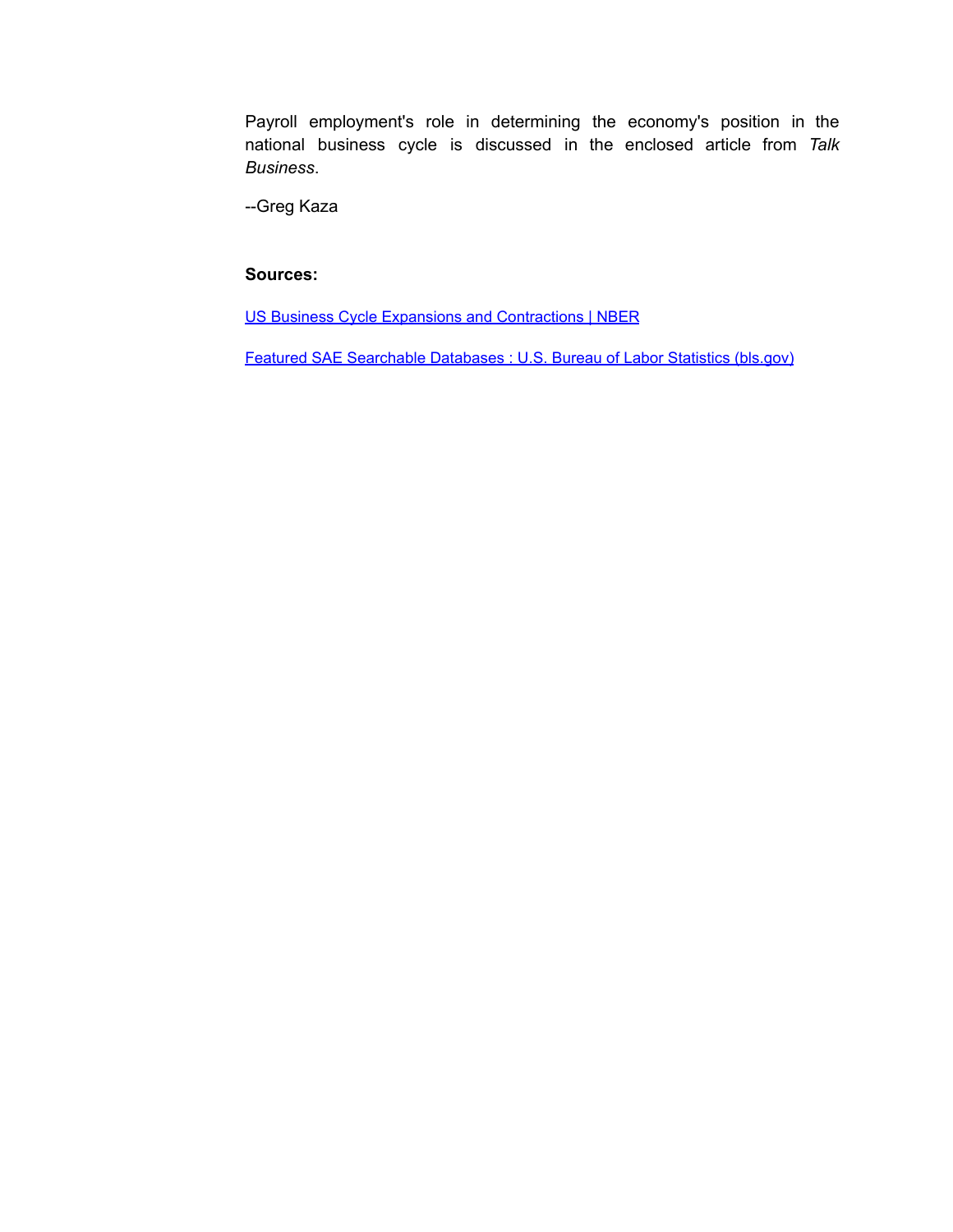Payroll employment's role in determining the economy's position in the national business cycle is discussed in the enclosed article from *Talk Business*.

--Greg Kaza

**Sources:**

[US Business Cycle Expansions and Contractions | NBER]()

[Featured SAE Searchable Databases : U.S. Bureau of Labor Statistics (bls.gov)]()